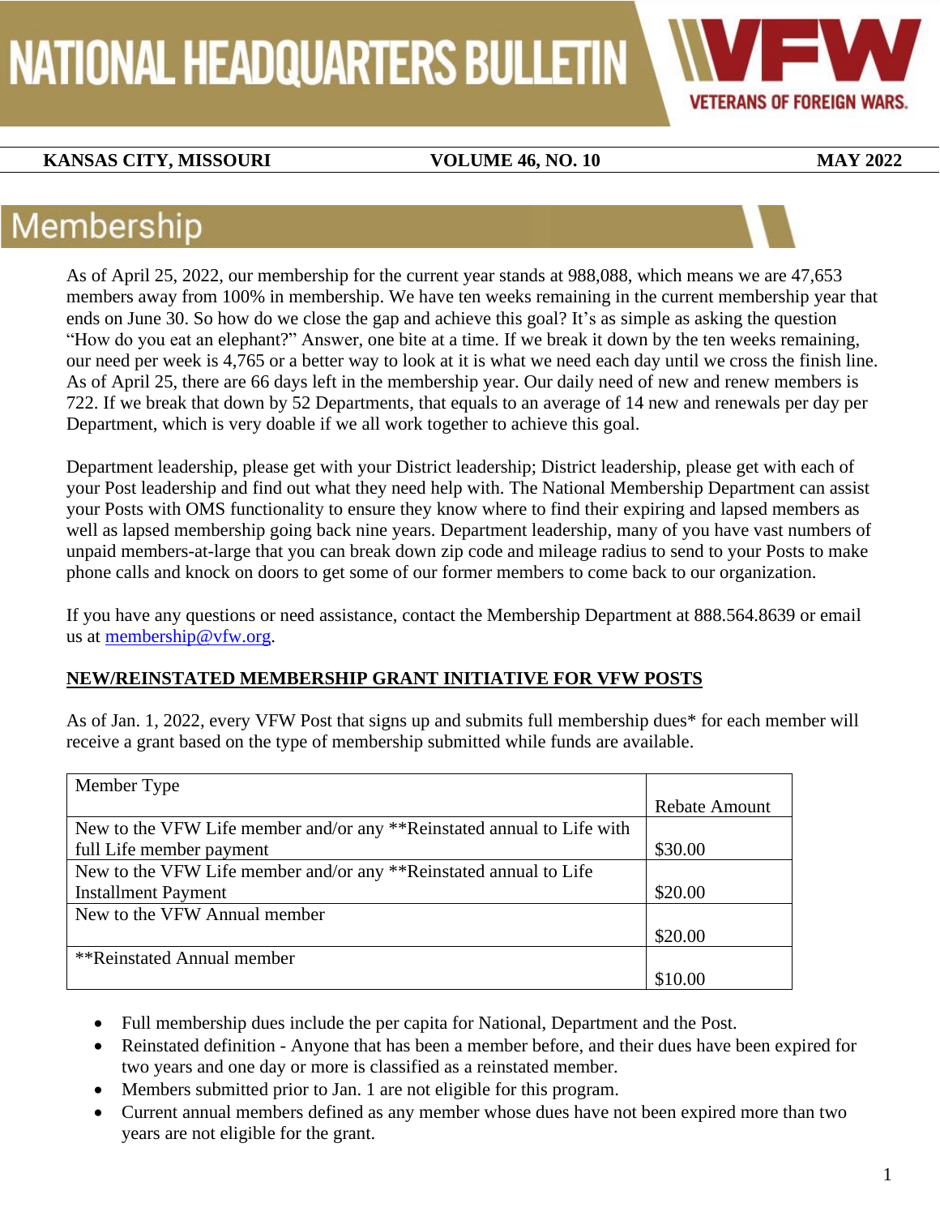# NATIONAL HEADQUARTERS BULLETIN

VETERANS OF FOREIGN WARS.

**KANSAS CITY, MISSOURI** | **VOLUME 46, NO. 10** | **MAY 2022**

## Membership

As of April 25, 2022, our membership for the current year stands at 988,088, which means we are 47,653 members away from 100% in membership. We have ten weeks remaining in the current membership year that ends on June 30. So how do we close the gap and achieve this goal? It's as simple as asking the question "How do you eat an elephant?" Answer, one bite at a time. If we break it down by the ten weeks remaining, our need per week is 4,765 or a better way to look at it is what we need each day until we cross the finish line. As of April 25, there are 66 days left in the membership year. Our daily need of new and renew members is 722. If we break that down by 52 Departments, that equals to an average of 14 new and renewals per day per Department, which is very doable if we all work together to achieve this goal.

Department leadership, please get with your District leadership; District leadership, please get with each of your Post leadership and find out what they need help with. The National Membership Department can assist your Posts with OMS functionality to ensure they know where to find their expiring and lapsed members as well as lapsed membership going back nine years. Department leadership, many of you have vast numbers of unpaid members-at-large that you can break down zip code and mileage radius to send to your Posts to make phone calls and knock on doors to get some of our former members to come back to our organization.

If you have any questions or need assistance, contact the Membership Department at 888.564.8639 or email us at membership@vfw.org.

**NEW/REINSTATED MEMBERSHIP GRANT INITIATIVE FOR VFW POSTS**

As of Jan. 1, 2022, every VFW Post that signs up and submits full membership dues* for each member will receive a grant based on the type of membership submitted while funds are available.

| Member Type | Rebate Amount |
|---|---|
| New to the VFW Life member and/or any **Reinstated annual to Life with full Life member payment | $30.00 |
| New to the VFW Life member and/or any **Reinstated annual to Life Installment Payment | $20.00 |
| New to the VFW Annual member | $20.00 |
| **Reinstated Annual member | $10.00 |

- Full membership dues include the per capita for National, Department and the Post.
- Reinstated definition - Anyone that has been a member before, and their dues have been expired for two years and one day or more is classified as a reinstated member.
- Members submitted prior to Jan. 1 are not eligible for this program.
- Current annual members defined as any member whose dues have not been expired more than two years are not eligible for the grant.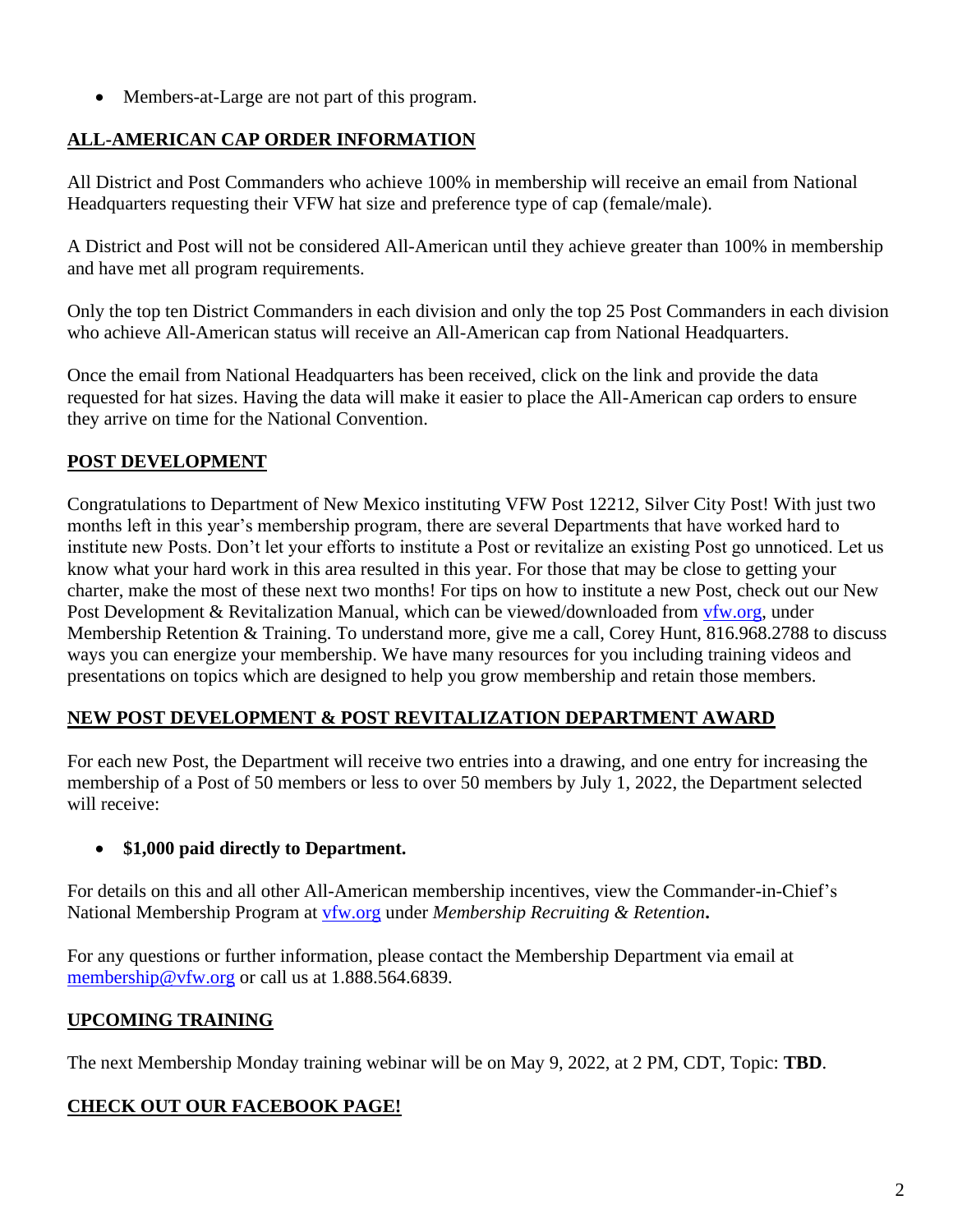- Members-at-Large are not part of this program.

## ALL-AMERICAN CAP ORDER INFORMATION

All District and Post Commanders who achieve 100% in membership will receive an email from National Headquarters requesting their VFW hat size and preference type of cap (female/male).

A District and Post will not be considered All-American until they achieve greater than 100% in membership and have met all program requirements.

Only the top ten District Commanders in each division and only the top 25 Post Commanders in each division who achieve All-American status will receive an All-American cap from National Headquarters.

Once the email from National Headquarters has been received, click on the link and provide the data requested for hat sizes. Having the data will make it easier to place the All-American cap orders to ensure they arrive on time for the National Convention.

## POST DEVELOPMENT

Congratulations to Department of New Mexico instituting VFW Post 12212, Silver City Post! With just two months left in this year's membership program, there are several Departments that have worked hard to institute new Posts. Don't let your efforts to institute a Post or revitalize an existing Post go unnoticed. Let us know what your hard work in this area resulted in this year. For those that may be close to getting your charter, make the most of these next two months! For tips on how to institute a new Post, check out our New Post Development & Revitalization Manual, which can be viewed/downloaded from vfw.org, under Membership Retention & Training. To understand more, give me a call, Corey Hunt, 816.968.2788 to discuss ways you can energize your membership. We have many resources for you including training videos and presentations on topics which are designed to help you grow membership and retain those members.

## NEW POST DEVELOPMENT & POST REVITALIZATION DEPARTMENT AWARD

For each new Post, the Department will receive two entries into a drawing, and one entry for increasing the membership of a Post of 50 members or less to over 50 members by July 1, 2022, the Department selected will receive:

- **$1,000 paid directly to Department.**

For details on this and all other All-American membership incentives, view the Commander-in-Chief's National Membership Program at vfw.org under *Membership Recruiting & Retention***.**

For any questions or further information, please contact the Membership Department via email at membership@vfw.org or call us at 1.888.564.6839.

## UPCOMING TRAINING

The next Membership Monday training webinar will be on May 9, 2022, at 2 PM, CDT, Topic: **TBD**.

## CHECK OUT OUR FACEBOOK PAGE!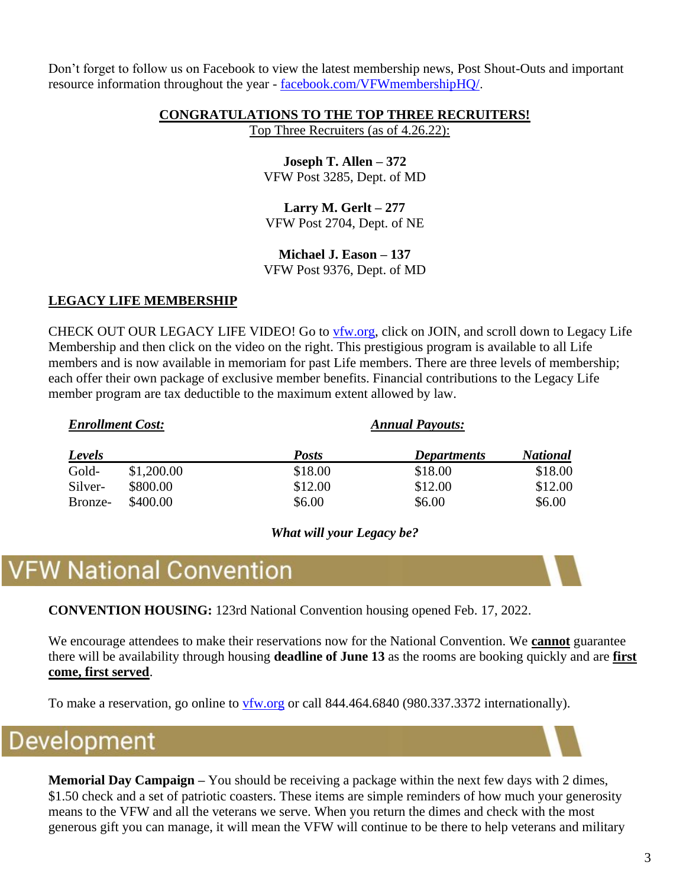Don't forget to follow us on Facebook to view the latest membership news, Post Shout-Outs and important resource information throughout the year - [facebook.com/VFWmembershipHQ/](facebook.com/VFWmembershipHQ/).

**CONGRATULATIONS TO THE TOP THREE RECRUITERS!**

Top Three Recruiters (as of 4.26.22):

**Joseph T. Allen – 372**
VFW Post 3285, Dept. of MD

**Larry M. Gerlt – 277**
VFW Post 2704, Dept. of NE

**Michael J. Eason – 137**
VFW Post 9376, Dept. of MD

**LEGACY LIFE MEMBERSHIP**

CHECK OUT OUR LEGACY LIFE VIDEO! Go to [vfw.org](vfw.org), click on JOIN, and scroll down to Legacy Life Membership and then click on the video on the right. This prestigious program is available to all Life members and is now available in memoriam for past Life members. There are three levels of membership; each offer their own package of exclusive member benefits. Financial contributions to the Legacy Life member program are tax deductible to the maximum extent allowed by law.

| ***Enrollment Cost:*** | | ***Annual Payouts:*** | | |
|---|---|---|---|---|
| ***Levels*** | | ***Posts*** | ***Departments*** | ***National*** |
| Gold- | $1,200.00 | $18.00 | $18.00 | $18.00 |
| Silver- | $800.00 | $12.00 | $12.00 | $12.00 |
| Bronze- | $400.00 | $6.00 | $6.00 | $6.00 |

***What will your Legacy be?***

# VFW National Convention

**CONVENTION HOUSING:** 123rd National Convention housing opened Feb. 17, 2022.

We encourage attendees to make their reservations now for the National Convention. We **cannot** guarantee there will be availability through housing **deadline of June 13** as the rooms are booking quickly and are **first come, first served**.

To make a reservation, go online to [vfw.org](vfw.org) or call 844.464.6840 (980.337.3372 internationally).

# Development

**Memorial Day Campaign –** You should be receiving a package within the next few days with 2 dimes, $1.50 check and a set of patriotic coasters. These items are simple reminders of how much your generosity means to the VFW and all the veterans we serve. When you return the dimes and check with the most generous gift you can manage, it will mean the VFW will continue to be there to help veterans and military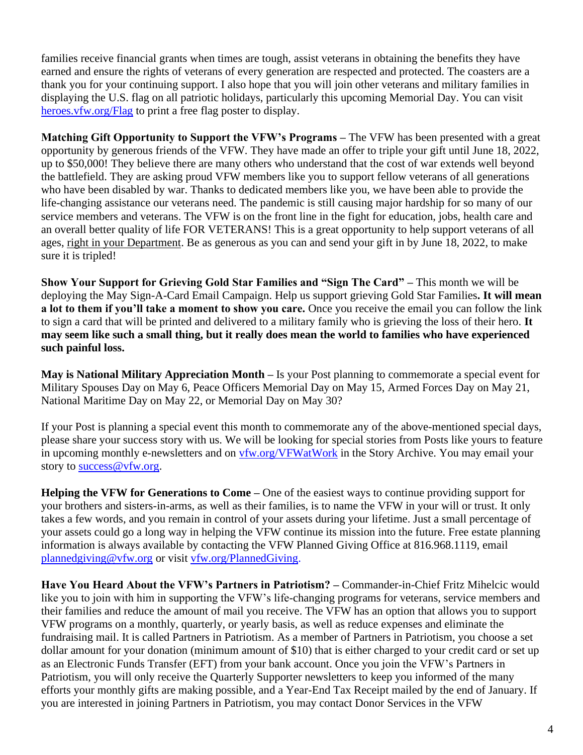families receive financial grants when times are tough, assist veterans in obtaining the benefits they have earned and ensure the rights of veterans of every generation are respected and protected. The coasters are a thank you for your continuing support. I also hope that you will join other veterans and military families in displaying the U.S. flag on all patriotic holidays, particularly this upcoming Memorial Day. You can visit [heroes.vfw.org/Flag](heroes.vfw.org/Flag) to print a free flag poster to display.

**Matching Gift Opportunity to Support the VFW's Programs –** The VFW has been presented with a great opportunity by generous friends of the VFW. They have made an offer to triple your gift until June 18, 2022, up to $50,000! They believe there are many others who understand that the cost of war extends well beyond the battlefield. They are asking proud VFW members like you to support fellow veterans of all generations who have been disabled by war. Thanks to dedicated members like you, we have been able to provide the life-changing assistance our veterans need. The pandemic is still causing major hardship for so many of our service members and veterans. The VFW is on the front line in the fight for education, jobs, health care and an overall better quality of life FOR VETERANS! This is a great opportunity to help support veterans of all ages, <u>right in your Department</u>. Be as generous as you can and send your gift in by June 18, 2022, to make sure it is tripled!

**Show Your Support for Grieving Gold Star Families and "Sign The Card" –** This month we will be deploying the May Sign-A-Card Email Campaign. Help us support grieving Gold Star Families**. It will mean a lot to them if you'll take a moment to show you care.** Once you receive the email you can follow the link to sign a card that will be printed and delivered to a military family who is grieving the loss of their hero. **It may seem like such a small thing, but it really does mean the world to families who have experienced such painful loss.**

**May is National Military Appreciation Month –** Is your Post planning to commemorate a special event for Military Spouses Day on May 6, Peace Officers Memorial Day on May 15, Armed Forces Day on May 21, National Maritime Day on May 22, or Memorial Day on May 30?

If your Post is planning a special event this month to commemorate any of the above-mentioned special days, please share your success story with us. We will be looking for special stories from Posts like yours to feature in upcoming monthly e-newsletters and on [vfw.org/VFWatWork](vfw.org/VFWatWork) in the Story Archive. You may email your story to [success@vfw.org](mailto:success@vfw.org).

**Helping the VFW for Generations to Come –** One of the easiest ways to continue providing support for your brothers and sisters-in-arms, as well as their families, is to name the VFW in your will or trust. It only takes a few words, and you remain in control of your assets during your lifetime. Just a small percentage of your assets could go a long way in helping the VFW continue its mission into the future. Free estate planning information is always available by contacting the VFW Planned Giving Office at 816.968.1119, email [plannedgiving@vfw.org](mailto:plannedgiving@vfw.org) or visit [vfw.org/PlannedGiving](vfw.org/PlannedGiving).

**Have You Heard About the VFW's Partners in Patriotism? –** Commander-in-Chief Fritz Mihelcic would like you to join with him in supporting the VFW's life-changing programs for veterans, service members and their families and reduce the amount of mail you receive. The VFW has an option that allows you to support VFW programs on a monthly, quarterly, or yearly basis, as well as reduce expenses and eliminate the fundraising mail. It is called Partners in Patriotism. As a member of Partners in Patriotism, you choose a set dollar amount for your donation (minimum amount of $10) that is either charged to your credit card or set up as an Electronic Funds Transfer (EFT) from your bank account. Once you join the VFW's Partners in Patriotism, you will only receive the Quarterly Supporter newsletters to keep you informed of the many efforts your monthly gifts are making possible, and a Year-End Tax Receipt mailed by the end of January. If you are interested in joining Partners in Patriotism, you may contact Donor Services in the VFW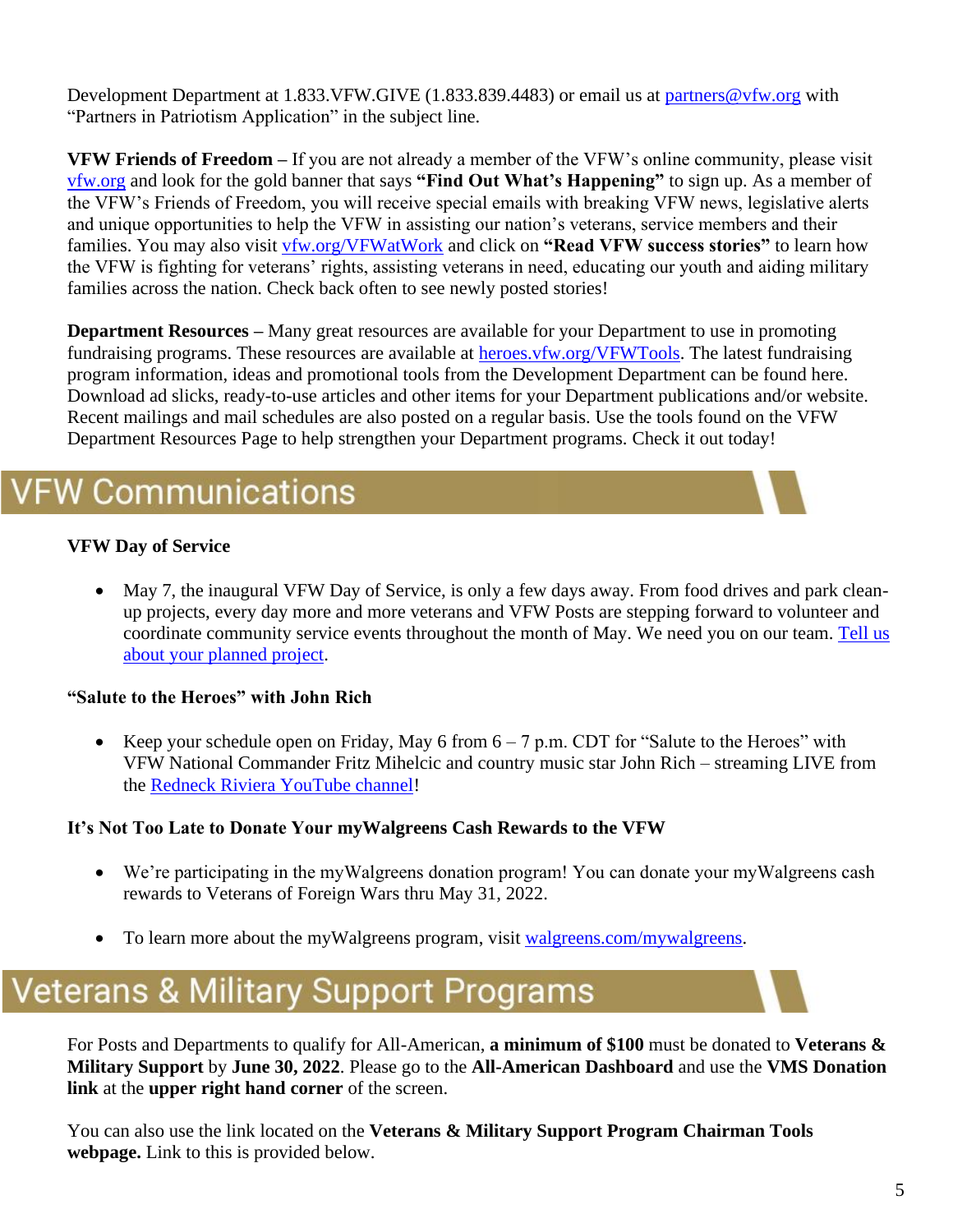Development Department at 1.833.VFW.GIVE (1.833.839.4483) or email us at partners@vfw.org with "Partners in Patriotism Application" in the subject line.

**VFW Friends of Freedom –** If you are not already a member of the VFW's online community, please visit vfw.org and look for the gold banner that says **"Find Out What's Happening"** to sign up. As a member of the VFW's Friends of Freedom, you will receive special emails with breaking VFW news, legislative alerts and unique opportunities to help the VFW in assisting our nation's veterans, service members and their families. You may also visit vfw.org/VFWatWork and click on **"Read VFW success stories"** to learn how the VFW is fighting for veterans' rights, assisting veterans in need, educating our youth and aiding military families across the nation. Check back often to see newly posted stories!

**Department Resources –** Many great resources are available for your Department to use in promoting fundraising programs. These resources are available at heroes.vfw.org/VFWTools. The latest fundraising program information, ideas and promotional tools from the Development Department can be found here. Download ad slicks, ready-to-use articles and other items for your Department publications and/or website. Recent mailings and mail schedules are also posted on a regular basis. Use the tools found on the VFW Department Resources Page to help strengthen your Department programs. Check it out today!

# VFW Communications

**VFW Day of Service**

- May 7, the inaugural VFW Day of Service, is only a few days away. From food drives and park clean-up projects, every day more and more veterans and VFW Posts are stepping forward to volunteer and coordinate community service events throughout the month of May. We need you on our team. Tell us about your planned project.

**"Salute to the Heroes" with John Rich**

- Keep your schedule open on Friday, May 6 from 6 – 7 p.m. CDT for "Salute to the Heroes" with VFW National Commander Fritz Mihelcic and country music star John Rich – streaming LIVE from the Redneck Riviera YouTube channel!

**It's Not Too Late to Donate Your myWalgreens Cash Rewards to the VFW**

- We're participating in the myWalgreens donation program! You can donate your myWalgreens cash rewards to Veterans of Foreign Wars thru May 31, 2022.
- To learn more about the myWalgreens program, visit walgreens.com/mywalgreens.

# Veterans & Military Support Programs

For Posts and Departments to qualify for All-American, **a minimum of $100** must be donated to **Veterans & Military Support** by **June 30, 2022**. Please go to the **All-American Dashboard** and use the **VMS Donation link** at the **upper right hand corner** of the screen.

You can also use the link located on the **Veterans & Military Support Program Chairman Tools webpage.** Link to this is provided below.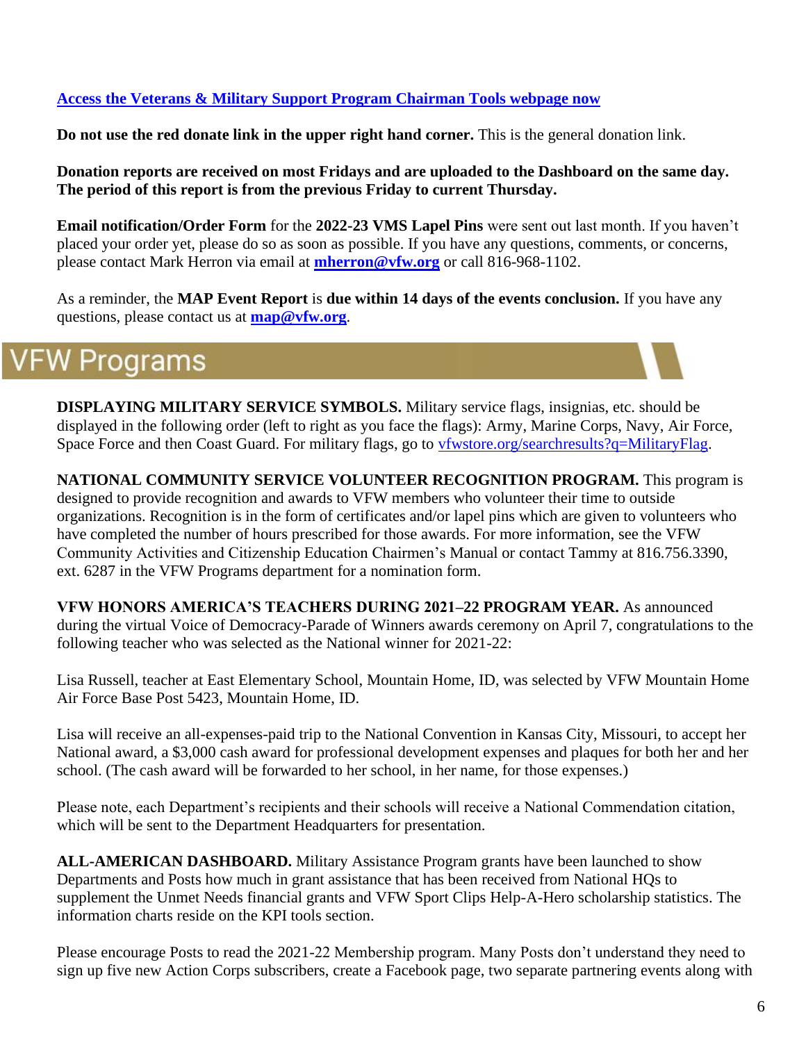[Access the Veterans & Military Support Program Chairman Tools webpage now]

**Do not use the red donate link in the upper right hand corner.** This is the general donation link.

**Donation reports are received on most Fridays and are uploaded to the Dashboard on the same day. The period of this report is from the previous Friday to current Thursday.**

**Email notification/Order Form** for the **2022-23 VMS Lapel Pins** were sent out last month. If you haven't placed your order yet, please do so as soon as possible. If you have any questions, comments, or concerns, please contact Mark Herron via email at **mherron@vfw.org** or call 816-968-1102.

As a reminder, the **MAP Event Report** is **due within 14 days of the events conclusion.** If you have any questions, please contact us at **map@vfw.org**.

# VFW Programs

**DISPLAYING MILITARY SERVICE SYMBOLS.** Military service flags, insignias, etc. should be displayed in the following order (left to right as you face the flags): Army, Marine Corps, Navy, Air Force, Space Force and then Coast Guard. For military flags, go to vfwstore.org/searchresults?q=MilitaryFlag.

**NATIONAL COMMUNITY SERVICE VOLUNTEER RECOGNITION PROGRAM.** This program is designed to provide recognition and awards to VFW members who volunteer their time to outside organizations. Recognition is in the form of certificates and/or lapel pins which are given to volunteers who have completed the number of hours prescribed for those awards. For more information, see the VFW Community Activities and Citizenship Education Chairmen's Manual or contact Tammy at 816.756.3390, ext. 6287 in the VFW Programs department for a nomination form.

**VFW HONORS AMERICA'S TEACHERS DURING 2021–22 PROGRAM YEAR.** As announced during the virtual Voice of Democracy-Parade of Winners awards ceremony on April 7, congratulations to the following teacher who was selected as the National winner for 2021-22:

Lisa Russell, teacher at East Elementary School, Mountain Home, ID, was selected by VFW Mountain Home Air Force Base Post 5423, Mountain Home, ID.

Lisa will receive an all-expenses-paid trip to the National Convention in Kansas City, Missouri, to accept her National award, a $3,000 cash award for professional development expenses and plaques for both her and her school. (The cash award will be forwarded to her school, in her name, for those expenses.)

Please note, each Department's recipients and their schools will receive a National Commendation citation, which will be sent to the Department Headquarters for presentation.

**ALL-AMERICAN DASHBOARD.** Military Assistance Program grants have been launched to show Departments and Posts how much in grant assistance that has been received from National HQs to supplement the Unmet Needs financial grants and VFW Sport Clips Help-A-Hero scholarship statistics. The information charts reside on the KPI tools section.

Please encourage Posts to read the 2021-22 Membership program. Many Posts don't understand they need to sign up five new Action Corps subscribers, create a Facebook page, two separate partnering events along with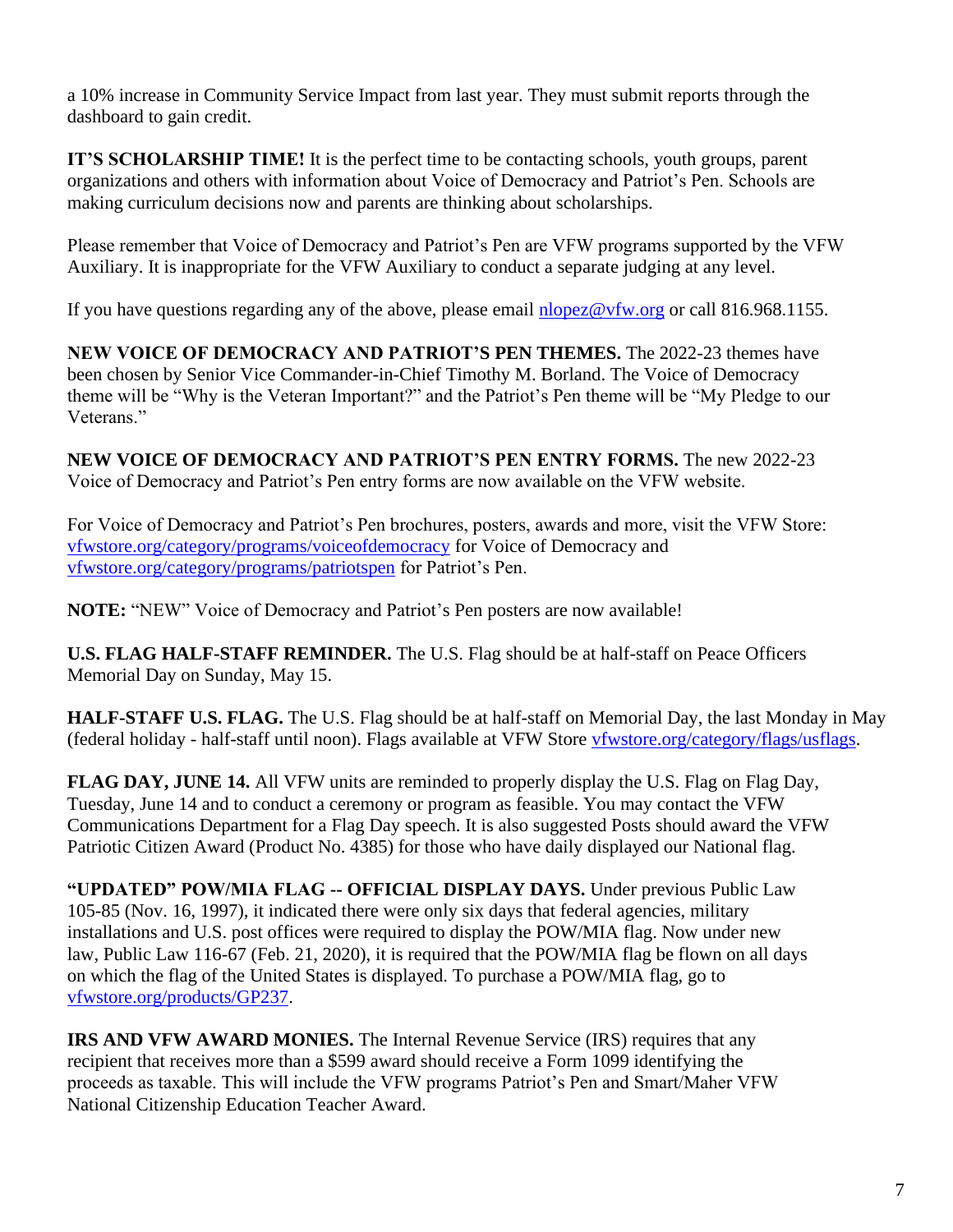a 10% increase in Community Service Impact from last year. They must submit reports through the dashboard to gain credit.

**IT'S SCHOLARSHIP TIME!** It is the perfect time to be contacting schools, youth groups, parent organizations and others with information about Voice of Democracy and Patriot's Pen. Schools are making curriculum decisions now and parents are thinking about scholarships.

Please remember that Voice of Democracy and Patriot's Pen are VFW programs supported by the VFW Auxiliary. It is inappropriate for the VFW Auxiliary to conduct a separate judging at any level.

If you have questions regarding any of the above, please email [nlopez@vfw.org](mailto:nlopez@vfw.org) or call 816.968.1155.

**NEW VOICE OF DEMOCRACY AND PATRIOT'S PEN THEMES.** The 2022-23 themes have been chosen by Senior Vice Commander-in-Chief Timothy M. Borland. The Voice of Democracy theme will be "Why is the Veteran Important?" and the Patriot's Pen theme will be "My Pledge to our Veterans."

**NEW VOICE OF DEMOCRACY AND PATRIOT'S PEN ENTRY FORMS.** The new 2022-23 Voice of Democracy and Patriot's Pen entry forms are now available on the VFW website.

For Voice of Democracy and Patriot's Pen brochures, posters, awards and more, visit the VFW Store: [vfwstore.org/category/programs/voiceofdemocracy](vfwstore.org/category/programs/voiceofdemocracy) for Voice of Democracy and [vfwstore.org/category/programs/patriotspen](vfwstore.org/category/programs/patriotspen) for Patriot's Pen.

**NOTE:** "NEW" Voice of Democracy and Patriot's Pen posters are now available!

**U.S. FLAG HALF-STAFF REMINDER.** The U.S. Flag should be at half-staff on Peace Officers Memorial Day on Sunday, May 15.

**HALF-STAFF U.S. FLAG.** The U.S. Flag should be at half-staff on Memorial Day, the last Monday in May (federal holiday - half-staff until noon). Flags available at VFW Store [vfwstore.org/category/flags/usflags](vfwstore.org/category/flags/usflags).

**FLAG DAY, JUNE 14.** All VFW units are reminded to properly display the U.S. Flag on Flag Day, Tuesday, June 14 and to conduct a ceremony or program as feasible. You may contact the VFW Communications Department for a Flag Day speech. It is also suggested Posts should award the VFW Patriotic Citizen Award (Product No. 4385) for those who have daily displayed our National flag.

**"UPDATED" POW/MIA FLAG -- OFFICIAL DISPLAY DAYS.** Under previous Public Law 105-85 (Nov. 16, 1997), it indicated there were only six days that federal agencies, military installations and U.S. post offices were required to display the POW/MIA flag. Now under new law, Public Law 116-67 (Feb. 21, 2020), it is required that the POW/MIA flag be flown on all days on which the flag of the United States is displayed. To purchase a POW/MIA flag, go to [vfwstore.org/products/GP237](vfwstore.org/products/GP237).

**IRS AND VFW AWARD MONIES.** The Internal Revenue Service (IRS) requires that any recipient that receives more than a $599 award should receive a Form 1099 identifying the proceeds as taxable. This will include the VFW programs Patriot's Pen and Smart/Maher VFW National Citizenship Education Teacher Award.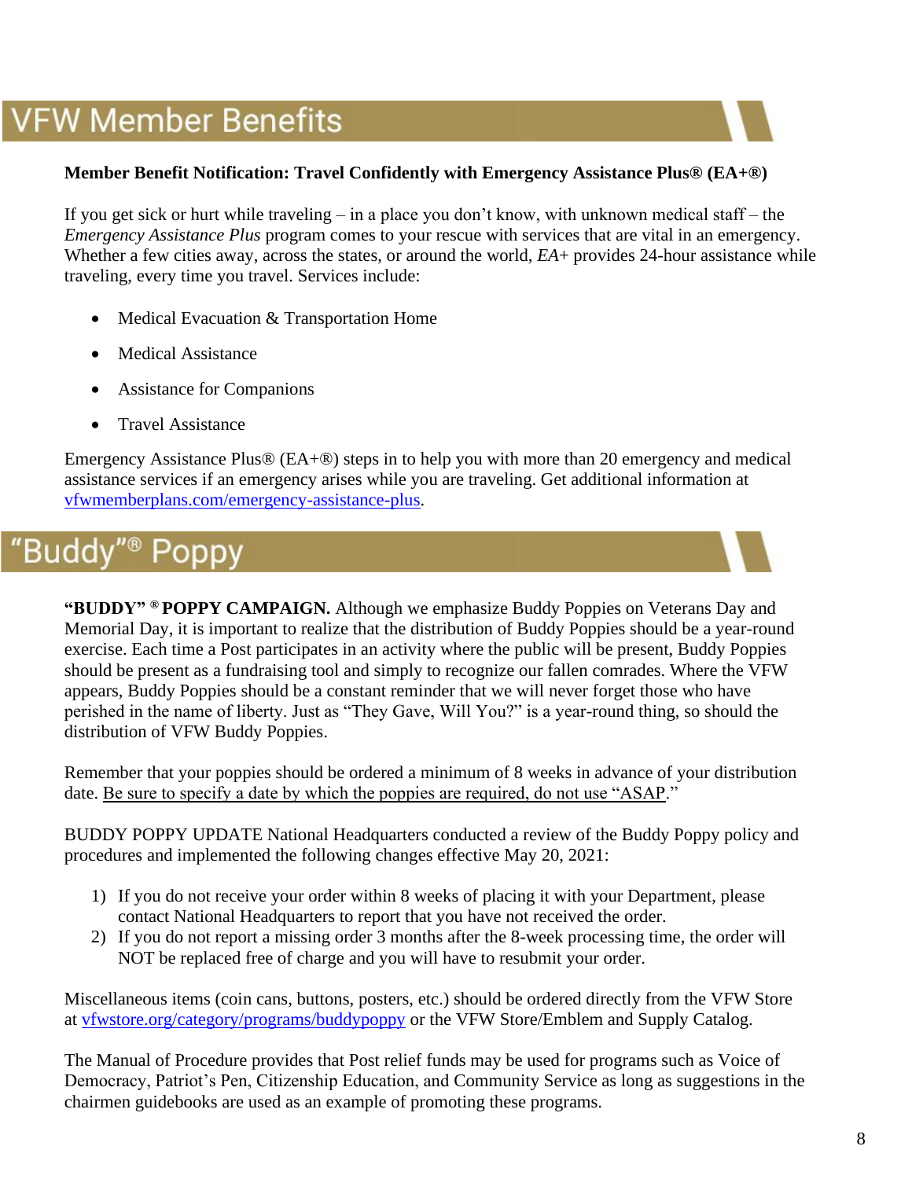# VFW Member Benefits

**Member Benefit Notification: Travel Confidently with Emergency Assistance Plus® (EA+®)**

If you get sick or hurt while traveling – in a place you don't know, with unknown medical staff – the *Emergency Assistance Plus* program comes to your rescue with services that are vital in an emergency. Whether a few cities away, across the states, or around the world, *EA+* provides 24-hour assistance while traveling, every time you travel. Services include:

- Medical Evacuation & Transportation Home
- Medical Assistance
- Assistance for Companions
- Travel Assistance

Emergency Assistance Plus® (EA+®) steps in to help you with more than 20 emergency and medical assistance services if an emergency arises while you are traveling. Get additional information at vfwmemberplans.com/emergency-assistance-plus.

# "Buddy"® Poppy

**"BUDDY" ® POPPY CAMPAIGN.** Although we emphasize Buddy Poppies on Veterans Day and Memorial Day, it is important to realize that the distribution of Buddy Poppies should be a year-round exercise. Each time a Post participates in an activity where the public will be present, Buddy Poppies should be present as a fundraising tool and simply to recognize our fallen comrades. Where the VFW appears, Buddy Poppies should be a constant reminder that we will never forget those who have perished in the name of liberty. Just as "They Gave, Will You?" is a year-round thing, so should the distribution of VFW Buddy Poppies.

Remember that your poppies should be ordered a minimum of 8 weeks in advance of your distribution date. Be sure to specify a date by which the poppies are required, do not use "ASAP."

BUDDY POPPY UPDATE National Headquarters conducted a review of the Buddy Poppy policy and procedures and implemented the following changes effective May 20, 2021:

1) If you do not receive your order within 8 weeks of placing it with your Department, please contact National Headquarters to report that you have not received the order.
2) If you do not report a missing order 3 months after the 8-week processing time, the order will NOT be replaced free of charge and you will have to resubmit your order.

Miscellaneous items (coin cans, buttons, posters, etc.) should be ordered directly from the VFW Store at vfwstore.org/category/programs/buddypoppy or the VFW Store/Emblem and Supply Catalog.

The Manual of Procedure provides that Post relief funds may be used for programs such as Voice of Democracy, Patriot's Pen, Citizenship Education, and Community Service as long as suggestions in the chairmen guidebooks are used as an example of promoting these programs.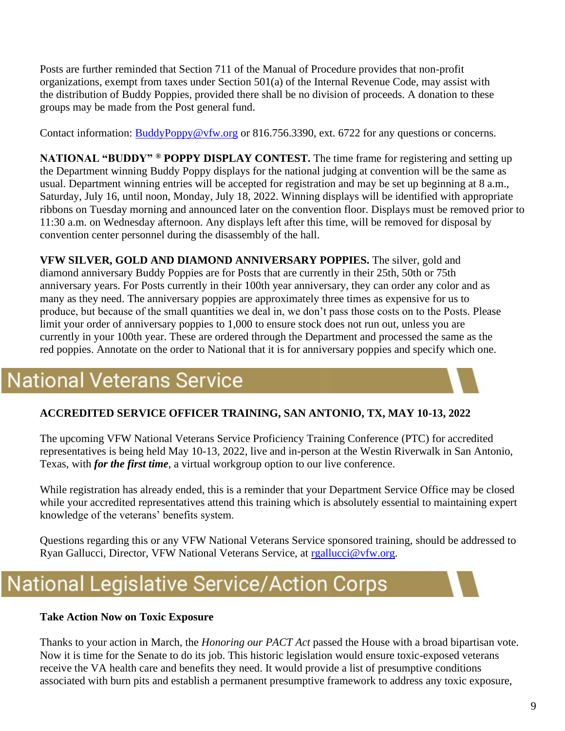Posts are further reminded that Section 711 of the Manual of Procedure provides that non-profit organizations, exempt from taxes under Section 501(a) of the Internal Revenue Code, may assist with the distribution of Buddy Poppies, provided there shall be no division of proceeds. A donation to these groups may be made from the Post general fund.

Contact information: [BuddyPoppy@vfw.org](mailto:BuddyPoppy@vfw.org) or 816.756.3390, ext. 6722 for any questions or concerns.

**NATIONAL "BUDDY" ® POPPY DISPLAY CONTEST.** The time frame for registering and setting up the Department winning Buddy Poppy displays for the national judging at convention will be the same as usual. Department winning entries will be accepted for registration and may be set up beginning at 8 a.m., Saturday, July 16, until noon, Monday, July 18, 2022. Winning displays will be identified with appropriate ribbons on Tuesday morning and announced later on the convention floor. Displays must be removed prior to 11:30 a.m. on Wednesday afternoon. Any displays left after this time, will be removed for disposal by convention center personnel during the disassembly of the hall.

**VFW SILVER, GOLD AND DIAMOND ANNIVERSARY POPPIES.** The silver, gold and diamond anniversary Buddy Poppies are for Posts that are currently in their 25th, 50th or 75th anniversary years. For Posts currently in their 100th year anniversary, they can order any color and as many as they need. The anniversary poppies are approximately three times as expensive for us to produce, but because of the small quantities we deal in, we don't pass those costs on to the Posts. Please limit your order of anniversary poppies to 1,000 to ensure stock does not run out, unless you are currently in your 100th year. These are ordered through the Department and processed the same as the red poppies. Annotate on the order to National that it is for anniversary poppies and specify which one.

# National Veterans Service

**ACCREDITED SERVICE OFFICER TRAINING, SAN ANTONIO, TX, MAY 10-13, 2022**

The upcoming VFW National Veterans Service Proficiency Training Conference (PTC) for accredited representatives is being held May 10-13, 2022, live and in-person at the Westin Riverwalk in San Antonio, Texas, with ***for the first time***, a virtual workgroup option to our live conference.

While registration has already ended, this is a reminder that your Department Service Office may be closed while your accredited representatives attend this training which is absolutely essential to maintaining expert knowledge of the veterans' benefits system.

Questions regarding this or any VFW National Veterans Service sponsored training, should be addressed to Ryan Gallucci, Director, VFW National Veterans Service, at [rgallucci@vfw.org](mailto:rgallucci@vfw.org).

# National Legislative Service/Action Corps

**Take Action Now on Toxic Exposure**

Thanks to your action in March, the *Honoring our PACT Act* passed the House with a broad bipartisan vote. Now it is time for the Senate to do its job. This historic legislation would ensure toxic-exposed veterans receive the VA health care and benefits they need. It would provide a list of presumptive conditions associated with burn pits and establish a permanent presumptive framework to address any toxic exposure,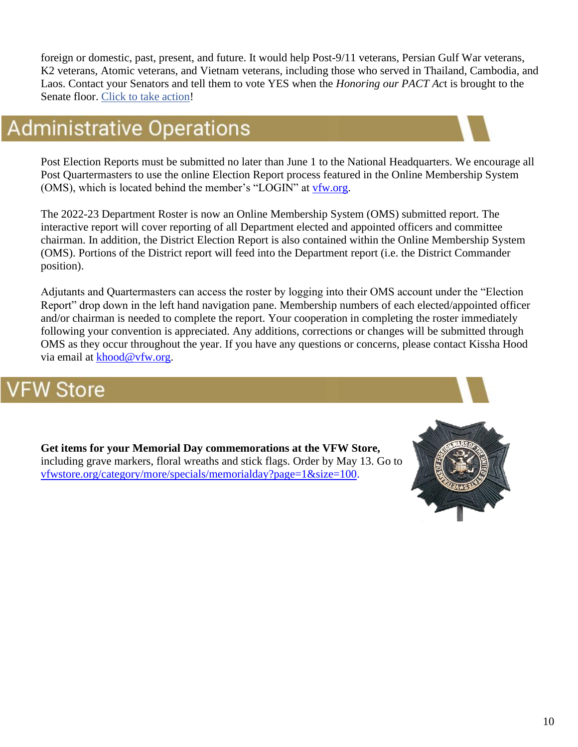foreign or domestic, past, present, and future. It would help Post-9/11 veterans, Persian Gulf War veterans, K2 veterans, Atomic veterans, and Vietnam veterans, including those who served in Thailand, Cambodia, and Laos. Contact your Senators and tell them to vote YES when the *Honoring our PACT Act* is brought to the Senate floor. Click to take action!

## Administrative Operations

Post Election Reports must be submitted no later than June 1 to the National Headquarters. We encourage all Post Quartermasters to use the online Election Report process featured in the Online Membership System (OMS), which is located behind the member's "LOGIN" at vfw.org.

The 2022-23 Department Roster is now an Online Membership System (OMS) submitted report. The interactive report will cover reporting of all Department elected and appointed officers and committee chairman. In addition, the District Election Report is also contained within the Online Membership System (OMS). Portions of the District report will feed into the Department report (i.e. the District Commander position).

Adjutants and Quartermasters can access the roster by logging into their OMS account under the "Election Report" drop down in the left hand navigation pane. Membership numbers of each elected/appointed officer and/or chairman is needed to complete the report. Your cooperation in completing the roster immediately following your convention is appreciated. Any additions, corrections or changes will be submitted through OMS as they occur throughout the year. If you have any questions or concerns, please contact Kissha Hood via email at khood@vfw.org.

## VFW Store

**Get items for your Memorial Day commemorations at the VFW Store,** including grave markers, floral wreaths and stick flags. Order by May 13. Go to vfwstore.org/category/more/specials/memorialday?page=1&size=100.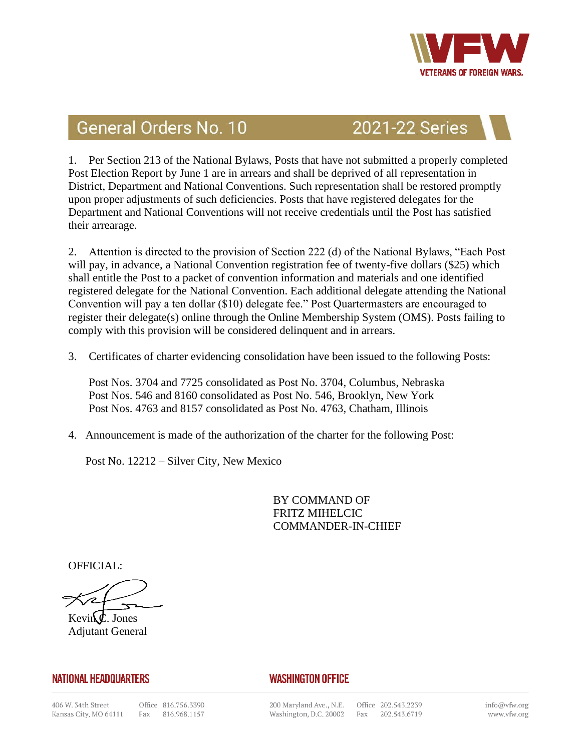# General Orders No. 10 — 2021-22 Series

1. Per Section 213 of the National Bylaws, Posts that have not submitted a properly completed Post Election Report by June 1 are in arrears and shall be deprived of all representation in District, Department and National Conventions. Such representation shall be restored promptly upon proper adjustments of such deficiencies. Posts that have registered delegates for the Department and National Conventions will not receive credentials until the Post has satisfied their arrearage.

2. Attention is directed to the provision of Section 222 (d) of the National Bylaws, "Each Post will pay, in advance, a National Convention registration fee of twenty-five dollars ($25) which shall entitle the Post to a packet of convention information and materials and one identified registered delegate for the National Convention. Each additional delegate attending the National Convention will pay a ten dollar ($10) delegate fee." Post Quartermasters are encouraged to register their delegate(s) online through the Online Membership System (OMS). Posts failing to comply with this provision will be considered delinquent and in arrears.

3. Certificates of charter evidencing consolidation have been issued to the following Posts:

   Post Nos. 3704 and 7725 consolidated as Post No. 3704, Columbus, Nebraska
   Post Nos. 546 and 8160 consolidated as Post No. 546, Brooklyn, New York
   Post Nos. 4763 and 8157 consolidated as Post No. 4763, Chatham, Illinois

4. Announcement is made of the authorization of the charter for the following Post:

   Post No. 12212 – Silver City, New Mexico

BY COMMAND OF
FRITZ MIHELCIC
COMMANDER-IN-CHIEF

OFFICIAL:

Kevin C. Jones
Adjutant General

**NATIONAL HEADQUARTERS**
406 W. 34th Street
Kansas City, MO 64111
Office 816.756.3390
Fax 816.968.1157

**WASHINGTON OFFICE**
200 Maryland Ave., N.E.
Washington, D.C. 20002
Office 202.543.2239
Fax 202.543.6719

info@vfw.org
www.vfw.org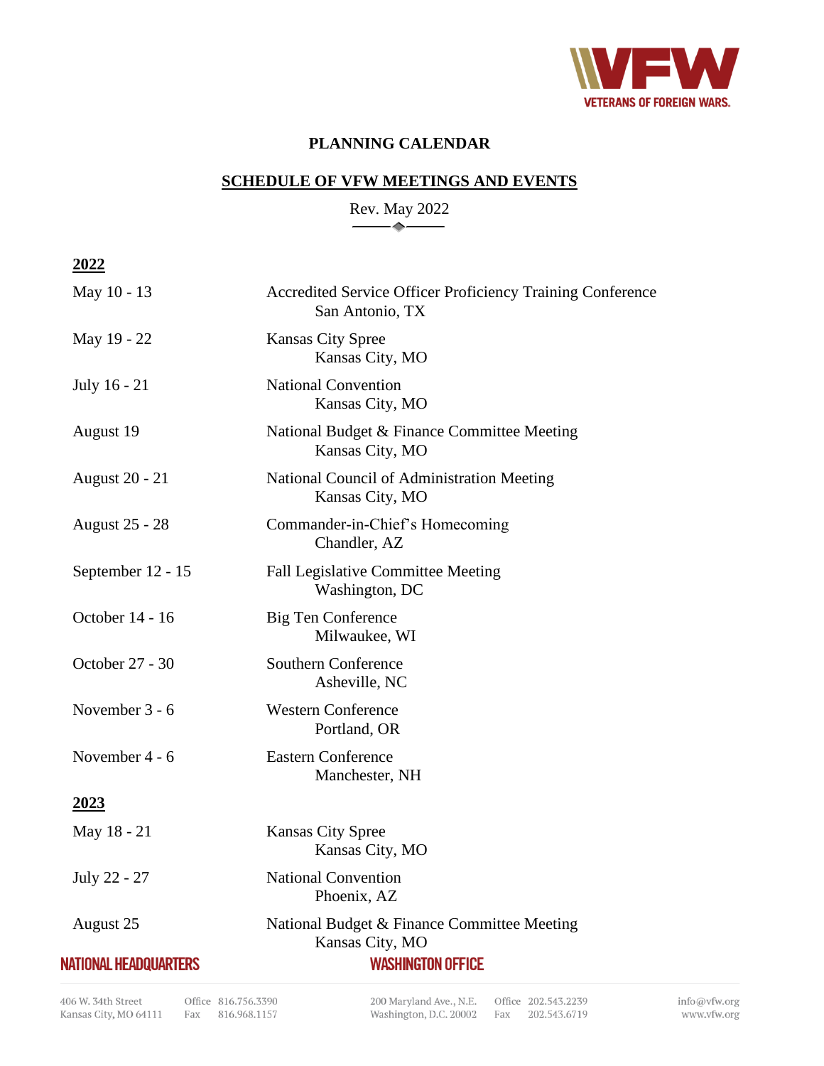**PLANNING CALENDAR**

**SCHEDULE OF VFW MEETINGS AND EVENTS**

Rev. May 2022

## 2022

| | |
|---|---|
| May 10 - 13 | Accredited Service Officer Proficiency Training Conference<br>San Antonio, TX |
| May 19 - 22 | Kansas City Spree<br>Kansas City, MO |
| July 16 - 21 | National Convention<br>Kansas City, MO |
| August 19 | National Budget & Finance Committee Meeting<br>Kansas City, MO |
| August 20 - 21 | National Council of Administration Meeting<br>Kansas City, MO |
| August 25 - 28 | Commander-in-Chief's Homecoming<br>Chandler, AZ |
| September 12 - 15 | Fall Legislative Committee Meeting<br>Washington, DC |
| October 14 - 16 | Big Ten Conference<br>Milwaukee, WI |
| October 27 - 30 | Southern Conference<br>Asheville, NC |
| November 3 - 6 | Western Conference<br>Portland, OR |
| November 4 - 6 | Eastern Conference<br>Manchester, NH |

## 2023

| | |
|---|---|
| May 18 - 21 | Kansas City Spree<br>Kansas City, MO |
| July 22 - 27 | National Convention<br>Phoenix, AZ |
| August 25 | National Budget & Finance Committee Meeting<br>Kansas City, MO |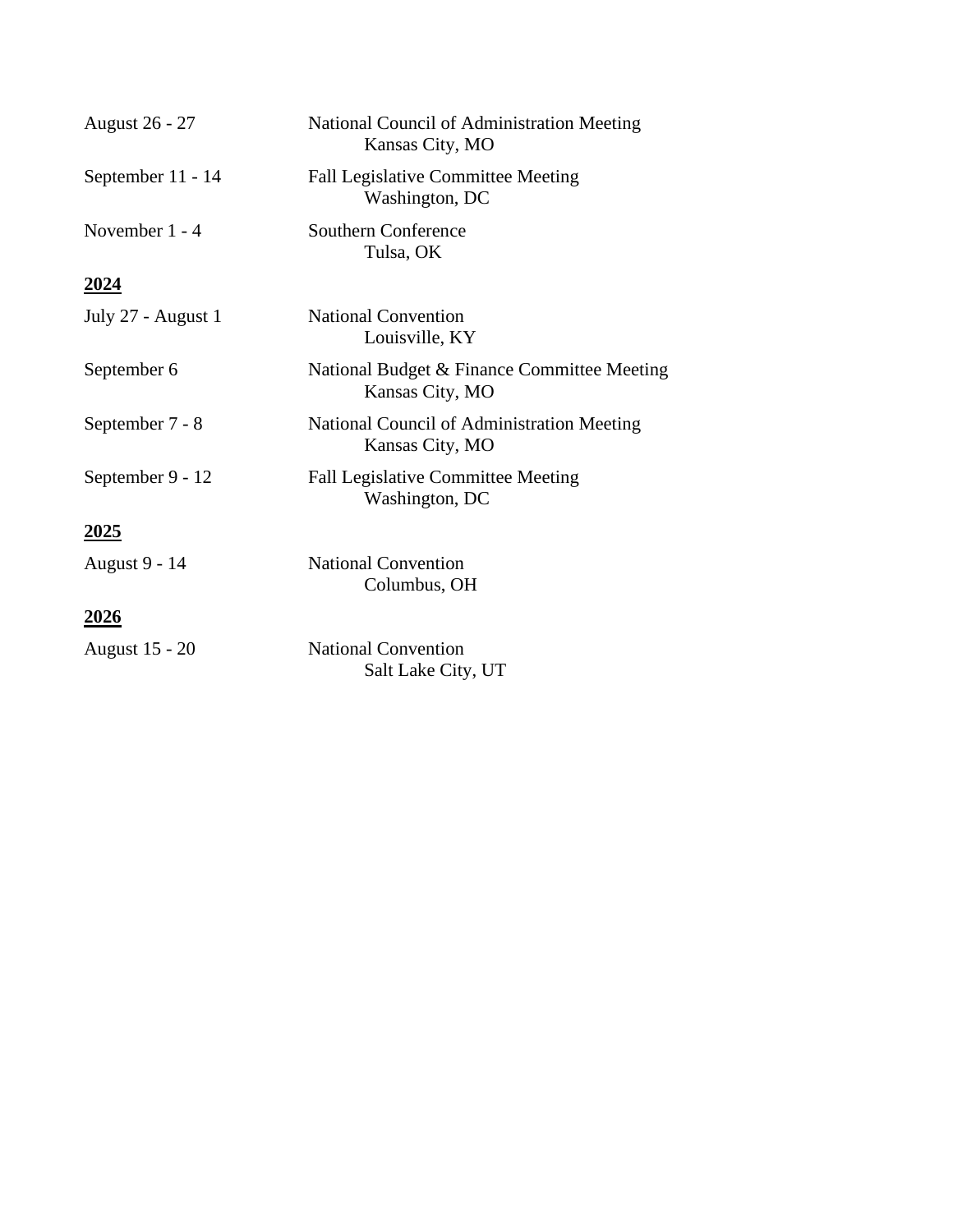| | |
|---|---|
| August 26 - 27 | National Council of Administration Meeting<br>Kansas City, MO |
| September 11 - 14 | Fall Legislative Committee Meeting<br>Washington, DC |
| November 1 - 4 | Southern Conference<br>Tulsa, OK |

**<u>2024</u>**

| | |
|---|---|
| July 27 - August 1 | National Convention<br>Louisville, KY |
| September 6 | National Budget & Finance Committee Meeting<br>Kansas City, MO |
| September 7 - 8 | National Council of Administration Meeting<br>Kansas City, MO |
| September 9 - 12 | Fall Legislative Committee Meeting<br>Washington, DC |

**<u>2025</u>**

| | |
|---|---|
| August 9 - 14 | National Convention<br>Columbus, OH |

**<u>2026</u>**

| | |
|---|---|
| August 15 - 20 | National Convention<br>Salt Lake City, UT |